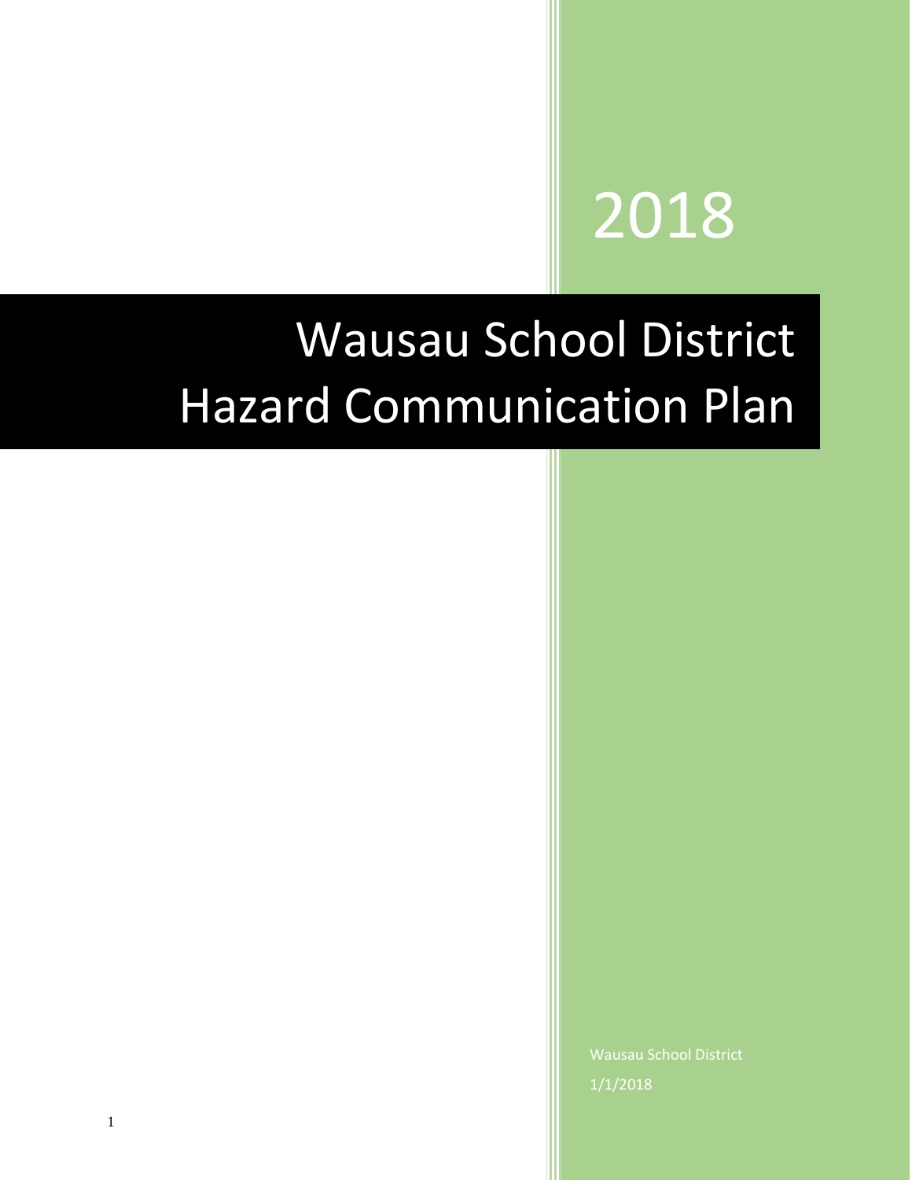2018

# Wausau School District Hazard Communication Plan

Wausau School District

1/1/2018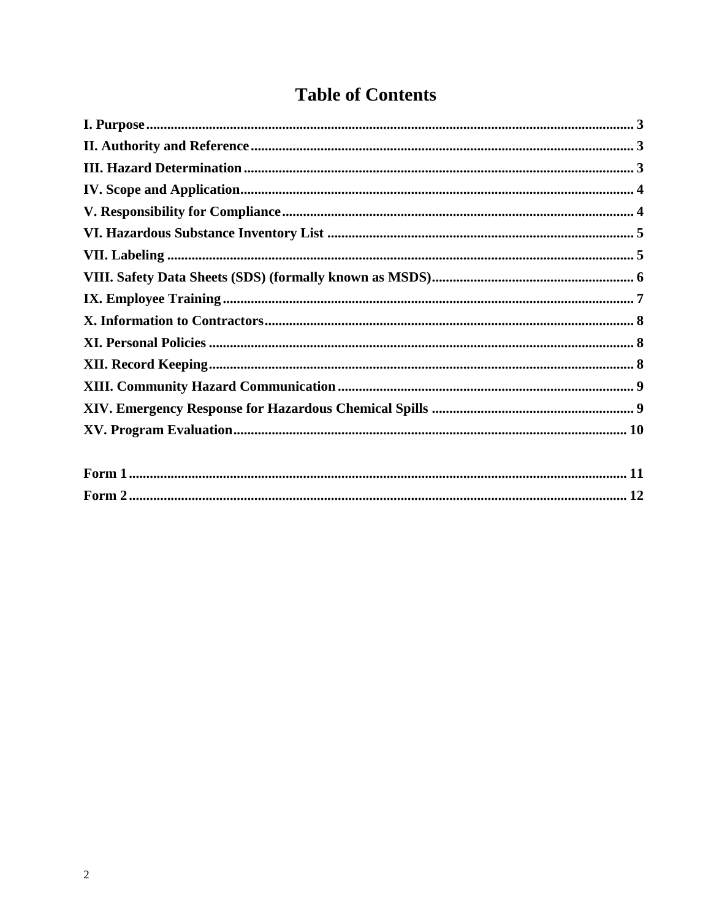# Table of Contents

**I. Purpose** ........................................................................ 3
**II. Authority and Reference** ........................................................................ 3
**III. Hazard Determination** ........................................................................ 3
**IV. Scope and Application** ........................................................................ 4
**V. Responsibility for Compliance** ........................................................................ 4
**VI. Hazardous Substance Inventory List** ........................................................................ 5
**VII. Labeling** ........................................................................ 5
**VIII. Safety Data Sheets (SDS) (formally known as MSDS)** ........................................................................ 6
**IX. Employee Training** ........................................................................ 7
**X. Information to Contractors** ........................................................................ 8
**XI. Personal Policies** ........................................................................ 8
**XII. Record Keeping** ........................................................................ 8
**XIII. Community Hazard Communication** ........................................................................ 9
**XIV. Emergency Response for Hazardous Chemical Spills** ........................................................................ 9
**XV. Program Evaluation** ........................................................................ 10

**Form 1** ........................................................................ 11
**Form 2** ........................................................................ 12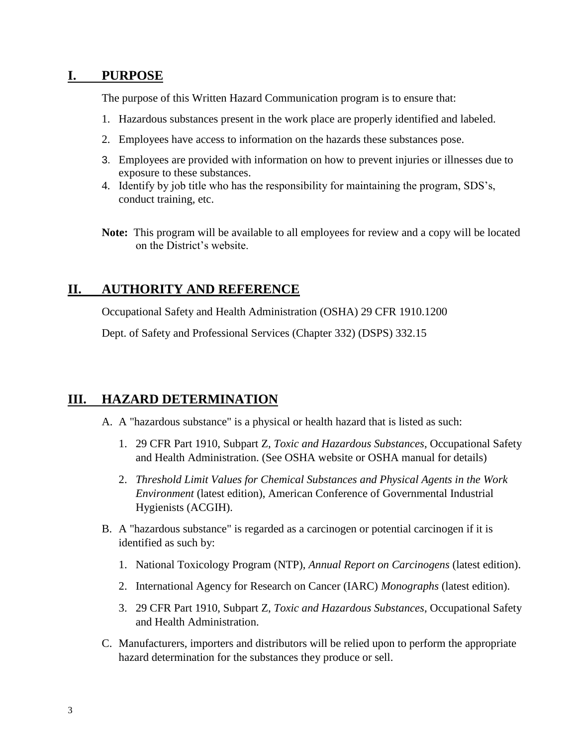## I. PURPOSE

The purpose of this Written Hazard Communication program is to ensure that:

1. Hazardous substances present in the work place are properly identified and labeled.
2. Employees have access to information on the hazards these substances pose.
3. Employees are provided with information on how to prevent injuries or illnesses due to exposure to these substances.
4. Identify by job title who has the responsibility for maintaining the program, SDS's, conduct training, etc.

**Note:** This program will be available to all employees for review and a copy will be located on the District's website.

## II. AUTHORITY AND REFERENCE

Occupational Safety and Health Administration (OSHA) 29 CFR 1910.1200

Dept. of Safety and Professional Services (Chapter 332) (DSPS) 332.15

## III. HAZARD DETERMINATION

A. A "hazardous substance" is a physical or health hazard that is listed as such:

   1. 29 CFR Part 1910, Subpart Z, *Toxic and Hazardous Substances*, Occupational Safety and Health Administration. (See OSHA website or OSHA manual for details)

   2. *Threshold Limit Values for Chemical Substances and Physical Agents in the Work Environment* (latest edition), American Conference of Governmental Industrial Hygienists (ACGIH).

B. A "hazardous substance" is regarded as a carcinogen or potential carcinogen if it is identified as such by:

   1. National Toxicology Program (NTP), *Annual Report on Carcinogens* (latest edition).

   2. International Agency for Research on Cancer (IARC) *Monographs* (latest edition).

   3. 29 CFR Part 1910, Subpart Z, *Toxic and Hazardous Substances*, Occupational Safety and Health Administration.

C. Manufacturers, importers and distributors will be relied upon to perform the appropriate hazard determination for the substances they produce or sell.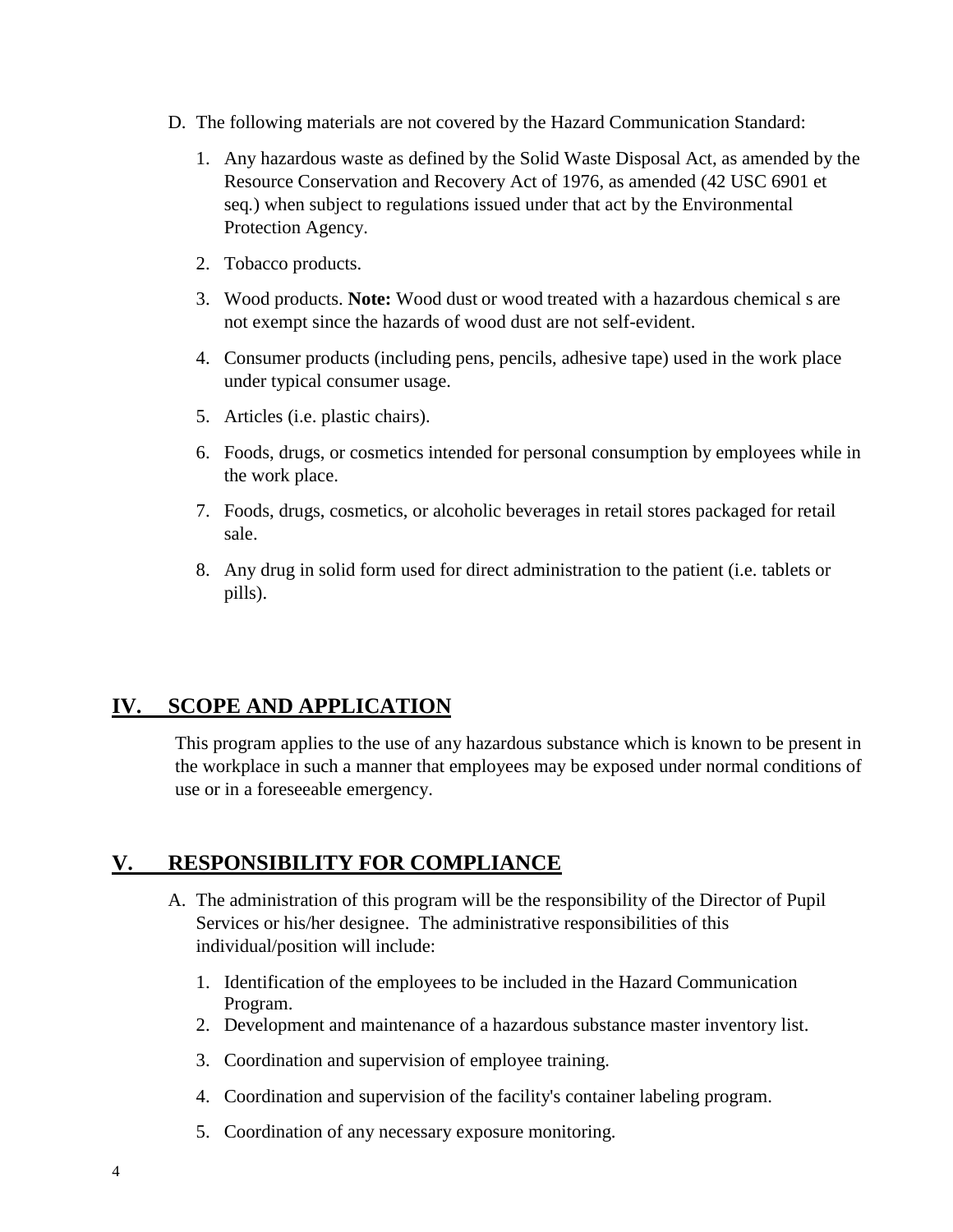D. The following materials are not covered by the Hazard Communication Standard:

1. Any hazardous waste as defined by the Solid Waste Disposal Act, as amended by the Resource Conservation and Recovery Act of 1976, as amended (42 USC 6901 et seq.) when subject to regulations issued under that act by the Environmental Protection Agency.

2. Tobacco products.

3. Wood products. **Note:** Wood dust or wood treated with a hazardous chemical s are not exempt since the hazards of wood dust are not self-evident.

4. Consumer products (including pens, pencils, adhesive tape) used in the work place under typical consumer usage.

5. Articles (i.e. plastic chairs).

6. Foods, drugs, or cosmetics intended for personal consumption by employees while in the work place.

7. Foods, drugs, cosmetics, or alcoholic beverages in retail stores packaged for retail sale.

8. Any drug in solid form used for direct administration to the patient (i.e. tablets or pills).

## IV. SCOPE AND APPLICATION

This program applies to the use of any hazardous substance which is known to be present in the workplace in such a manner that employees may be exposed under normal conditions of use or in a foreseeable emergency.

## V. RESPONSIBILITY FOR COMPLIANCE

A. The administration of this program will be the responsibility of the Director of Pupil Services or his/her designee. The administrative responsibilities of this individual/position will include:

1. Identification of the employees to be included in the Hazard Communication Program.
2. Development and maintenance of a hazardous substance master inventory list.
3. Coordination and supervision of employee training.
4. Coordination and supervision of the facility's container labeling program.
5. Coordination of any necessary exposure monitoring.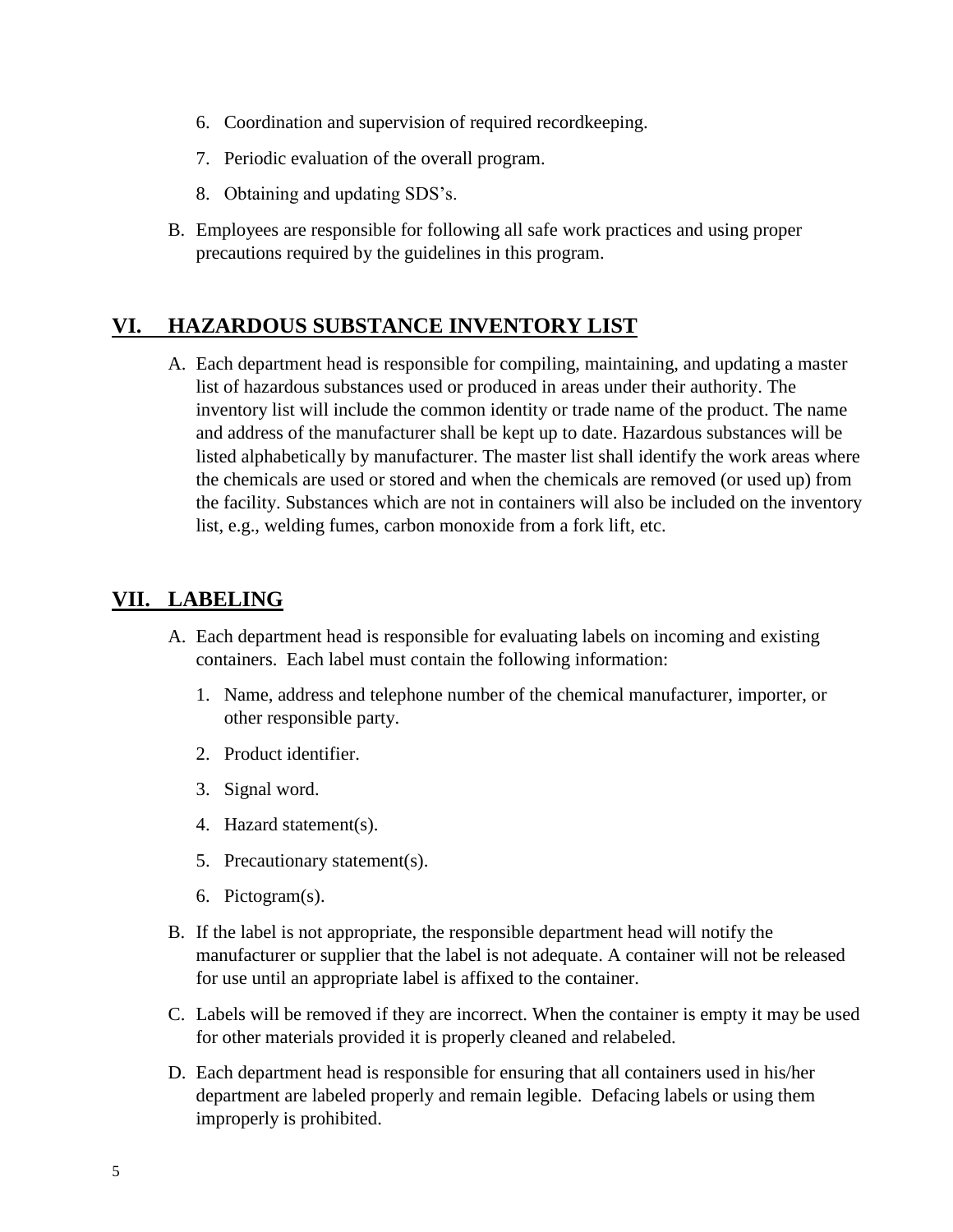6. Coordination and supervision of required recordkeeping.

7. Periodic evaluation of the overall program.

8. Obtaining and updating SDS's.

B. Employees are responsible for following all safe work practices and using proper precautions required by the guidelines in this program.

## VI. HAZARDOUS SUBSTANCE INVENTORY LIST

A. Each department head is responsible for compiling, maintaining, and updating a master list of hazardous substances used or produced in areas under their authority. The inventory list will include the common identity or trade name of the product. The name and address of the manufacturer shall be kept up to date. Hazardous substances will be listed alphabetically by manufacturer. The master list shall identify the work areas where the chemicals are used or stored and when the chemicals are removed (or used up) from the facility. Substances which are not in containers will also be included on the inventory list, e.g., welding fumes, carbon monoxide from a fork lift, etc.

## VII. LABELING

A. Each department head is responsible for evaluating labels on incoming and existing containers. Each label must contain the following information:

1. Name, address and telephone number of the chemical manufacturer, importer, or other responsible party.

2. Product identifier.

3. Signal word.

4. Hazard statement(s).

5. Precautionary statement(s).

6. Pictogram(s).

B. If the label is not appropriate, the responsible department head will notify the manufacturer or supplier that the label is not adequate. A container will not be released for use until an appropriate label is affixed to the container.

C. Labels will be removed if they are incorrect. When the container is empty it may be used for other materials provided it is properly cleaned and relabeled.

D. Each department head is responsible for ensuring that all containers used in his/her department are labeled properly and remain legible. Defacing labels or using them improperly is prohibited.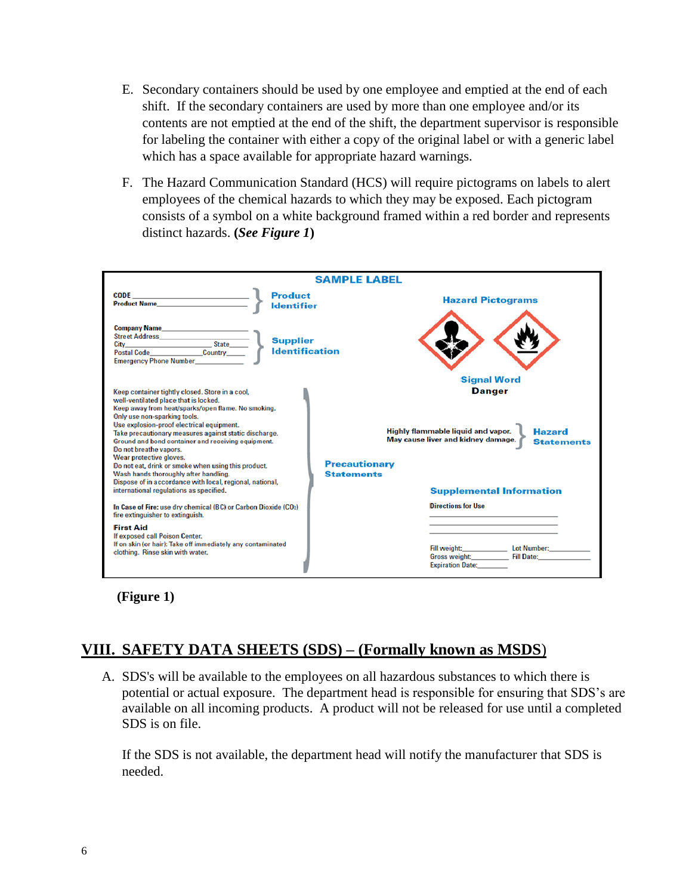E. Secondary containers should be used by one employee and emptied at the end of each shift. If the secondary containers are used by more than one employee and/or its contents are not emptied at the end of the shift, the department supervisor is responsible for labeling the container with either a copy of the original label or with a generic label which has a space available for appropriate hazard warnings.

F. The Hazard Communication Standard (HCS) will require pictograms on labels to alert employees of the chemical hazards to which they may be exposed. Each pictogram consists of a symbol on a white background framed within a red border and represents distinct hazards. **(*See Figure 1*)**

**SAMPLE LABEL**

CODE ______________________
Product Name______________________ } **Product Identifier**

Company Name______________________
Street Address______________________
City______________________ State______
Postal Code______________________ Country______
Emergency Phone Number______________________ } **Supplier Identification**

**Hazard Pictograms**

**Signal Word**
**Danger**

Highly flammable liquid and vapor.
May cause liver and kidney damage. } **Hazard Statements**

Keep container tightly closed. Store in a cool, well-ventilated place that is locked.
Keep away from heat/sparks/open flame. No smoking.
Only use non-sparking tools.
Use explosion-proof electrical equipment.
Take precautionary measures against static discharge.
Ground and bond container and receiving equipment.
Do not breathe vapors.
Wear protective gloves.
Do not eat, drink or smoke when using this product.
Wash hands thoroughly after handling.
Dispose of in accordance with local, regional, national, international regulations as specified.

In Case of Fire: use dry chemical (BC) or Carbon Dioxide ($CO_2$) fire extinguisher to extinguish.

**First Aid**
If exposed call Poison Center.
If on skin (or hair): Take off immediately any contaminated clothing. Rinse skin with water.

} **Precautionary Statements**

**Supplemental Information**

Directions for Use
______________________
______________________
______________________

Fill weight:__________ Lot Number:__________
Gross weight:__________ Fill Date:__________
Expiration Date:__________

**(Figure 1)**

## VIII. SAFETY DATA SHEETS (SDS) – (Formally known as MSDS)

A. SDS's will be available to the employees on all hazardous substances to which there is potential or actual exposure. The department head is responsible for ensuring that SDS's are available on all incoming products. A product will not be released for use until a completed SDS is on file.

If the SDS is not available, the department head will notify the manufacturer that SDS is needed.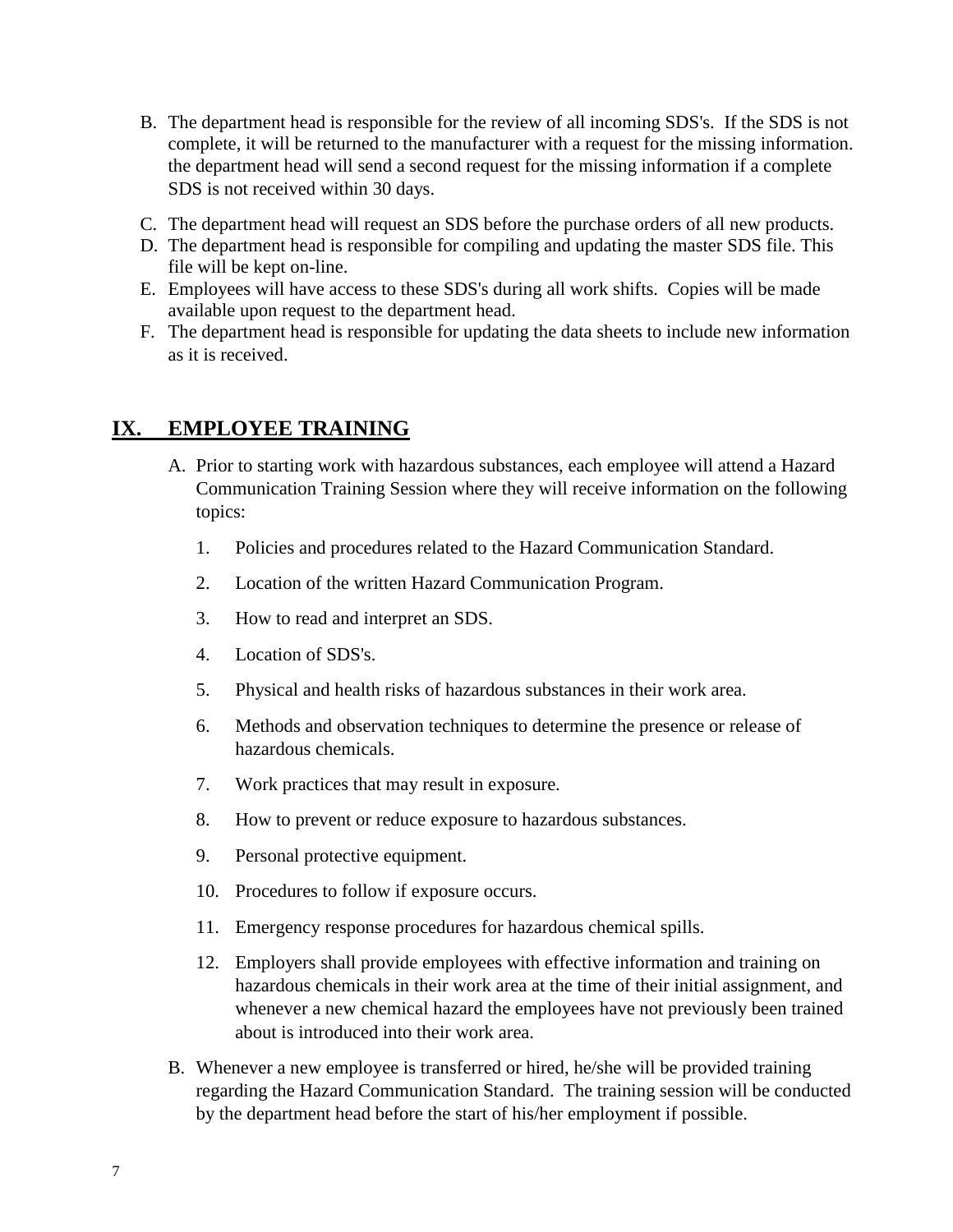B. The department head is responsible for the review of all incoming SDS's. If the SDS is not complete, it will be returned to the manufacturer with a request for the missing information. the department head will send a second request for the missing information if a complete SDS is not received within 30 days.

C. The department head will request an SDS before the purchase orders of all new products.

D. The department head is responsible for compiling and updating the master SDS file. This file will be kept on-line.

E. Employees will have access to these SDS's during all work shifts. Copies will be made available upon request to the department head.

F. The department head is responsible for updating the data sheets to include new information as it is received.

## IX. EMPLOYEE TRAINING

A. Prior to starting work with hazardous substances, each employee will attend a Hazard Communication Training Session where they will receive information on the following topics:

1. Policies and procedures related to the Hazard Communication Standard.
2. Location of the written Hazard Communication Program.
3. How to read and interpret an SDS.
4. Location of SDS's.
5. Physical and health risks of hazardous substances in their work area.
6. Methods and observation techniques to determine the presence or release of hazardous chemicals.
7. Work practices that may result in exposure.
8. How to prevent or reduce exposure to hazardous substances.
9. Personal protective equipment.
10. Procedures to follow if exposure occurs.
11. Emergency response procedures for hazardous chemical spills.
12. Employers shall provide employees with effective information and training on hazardous chemicals in their work area at the time of their initial assignment, and whenever a new chemical hazard the employees have not previously been trained about is introduced into their work area.

B. Whenever a new employee is transferred or hired, he/she will be provided training regarding the Hazard Communication Standard. The training session will be conducted by the department head before the start of his/her employment if possible.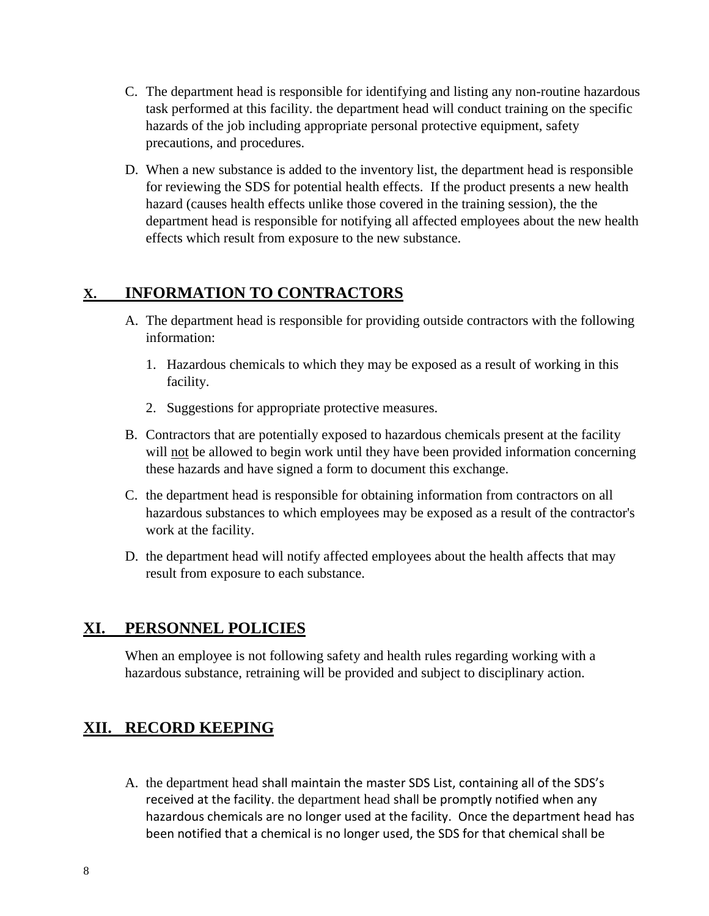C. The department head is responsible for identifying and listing any non-routine hazardous task performed at this facility. the department head will conduct training on the specific hazards of the job including appropriate personal protective equipment, safety precautions, and procedures.

D. When a new substance is added to the inventory list, the department head is responsible for reviewing the SDS for potential health effects. If the product presents a new health hazard (causes health effects unlike those covered in the training session), the the department head is responsible for notifying all affected employees about the new health effects which result from exposure to the new substance.

## X. INFORMATION TO CONTRACTORS

A. The department head is responsible for providing outside contractors with the following information:

   1. Hazardous chemicals to which they may be exposed as a result of working in this facility.
   2. Suggestions for appropriate protective measures.

B. Contractors that are potentially exposed to hazardous chemicals present at the facility will <u>not</u> be allowed to begin work until they have been provided information concerning these hazards and have signed a form to document this exchange.

C. the department head is responsible for obtaining information from contractors on all hazardous substances to which employees may be exposed as a result of the contractor's work at the facility.

D. the department head will notify affected employees about the health affects that may result from exposure to each substance.

## XI. PERSONNEL POLICIES

When an employee is not following safety and health rules regarding working with a hazardous substance, retraining will be provided and subject to disciplinary action.

## XII. RECORD KEEPING

A. the department head shall maintain the master SDS List, containing all of the SDS's received at the facility. the department head shall be promptly notified when any hazardous chemicals are no longer used at the facility. Once the department head has been notified that a chemical is no longer used, the SDS for that chemical shall be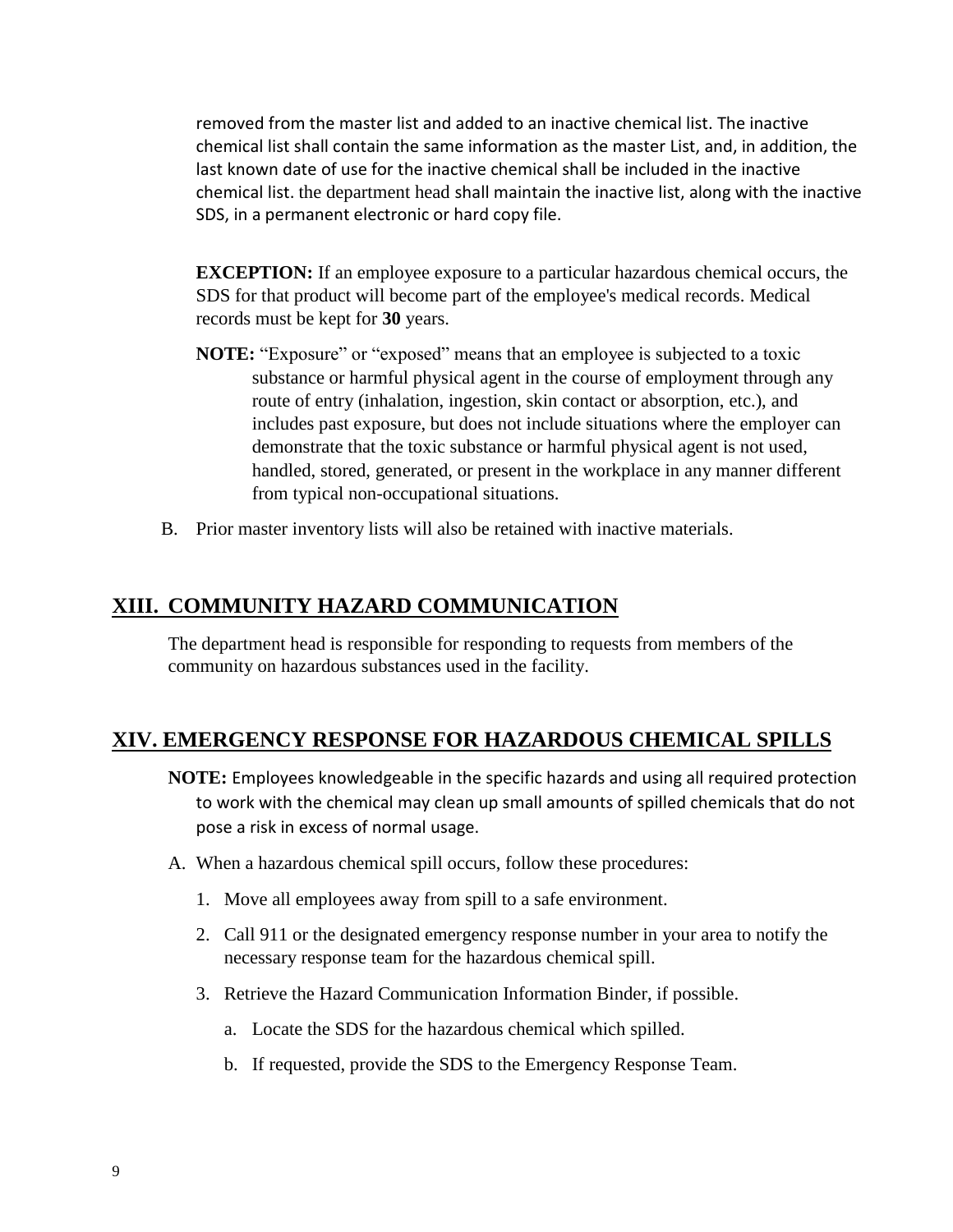removed from the master list and added to an inactive chemical list. The inactive chemical list shall contain the same information as the master List, and, in addition, the last known date of use for the inactive chemical shall be included in the inactive chemical list. the department head shall maintain the inactive list, along with the inactive SDS, in a permanent electronic or hard copy file.

**EXCEPTION:** If an employee exposure to a particular hazardous chemical occurs, the SDS for that product will become part of the employee's medical records. Medical records must be kept for **30** years.

**NOTE:** "Exposure" or "exposed" means that an employee is subjected to a toxic substance or harmful physical agent in the course of employment through any route of entry (inhalation, ingestion, skin contact or absorption, etc.), and includes past exposure, but does not include situations where the employer can demonstrate that the toxic substance or harmful physical agent is not used, handled, stored, generated, or present in the workplace in any manner different from typical non-occupational situations.

B. Prior master inventory lists will also be retained with inactive materials.

## XIII. COMMUNITY HAZARD COMMUNICATION

The department head is responsible for responding to requests from members of the community on hazardous substances used in the facility.

## XIV. EMERGENCY RESPONSE FOR HAZARDOUS CHEMICAL SPILLS

**NOTE:** Employees knowledgeable in the specific hazards and using all required protection to work with the chemical may clean up small amounts of spilled chemicals that do not pose a risk in excess of normal usage.

A. When a hazardous chemical spill occurs, follow these procedures:

1. Move all employees away from spill to a safe environment.
2. Call 911 or the designated emergency response number in your area to notify the necessary response team for the hazardous chemical spill.
3. Retrieve the Hazard Communication Information Binder, if possible.
   a. Locate the SDS for the hazardous chemical which spilled.
   b. If requested, provide the SDS to the Emergency Response Team.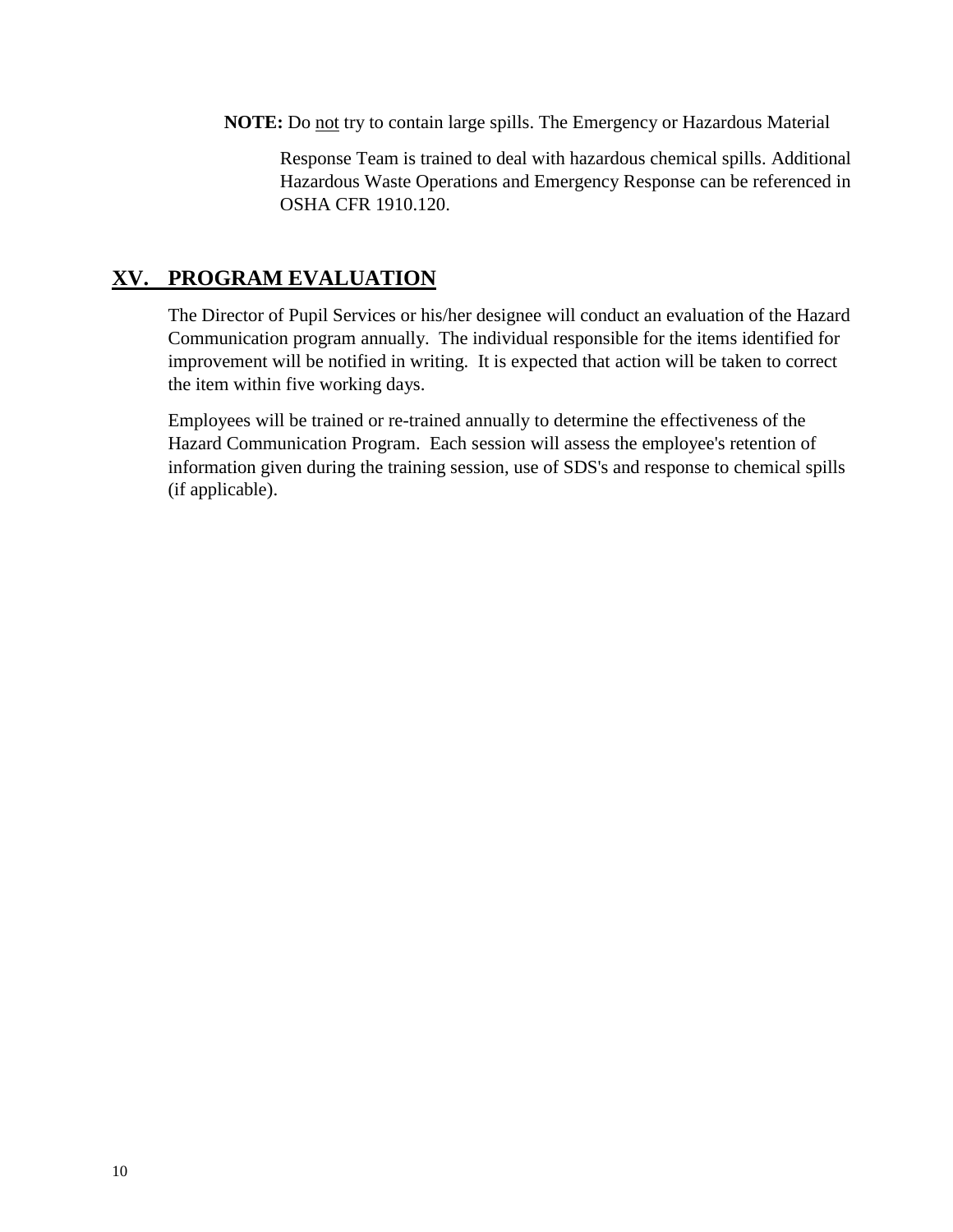**NOTE:** Do <u>not</u> try to contain large spills. The Emergency or Hazardous Material Response Team is trained to deal with hazardous chemical spills. Additional Hazardous Waste Operations and Emergency Response can be referenced in OSHA CFR 1910.120.

## XV. PROGRAM EVALUATION

The Director of Pupil Services or his/her designee will conduct an evaluation of the Hazard Communication program annually. The individual responsible for the items identified for improvement will be notified in writing. It is expected that action will be taken to correct the item within five working days.

Employees will be trained or re-trained annually to determine the effectiveness of the Hazard Communication Program. Each session will assess the employee's retention of information given during the training session, use of SDS's and response to chemical spills (if applicable).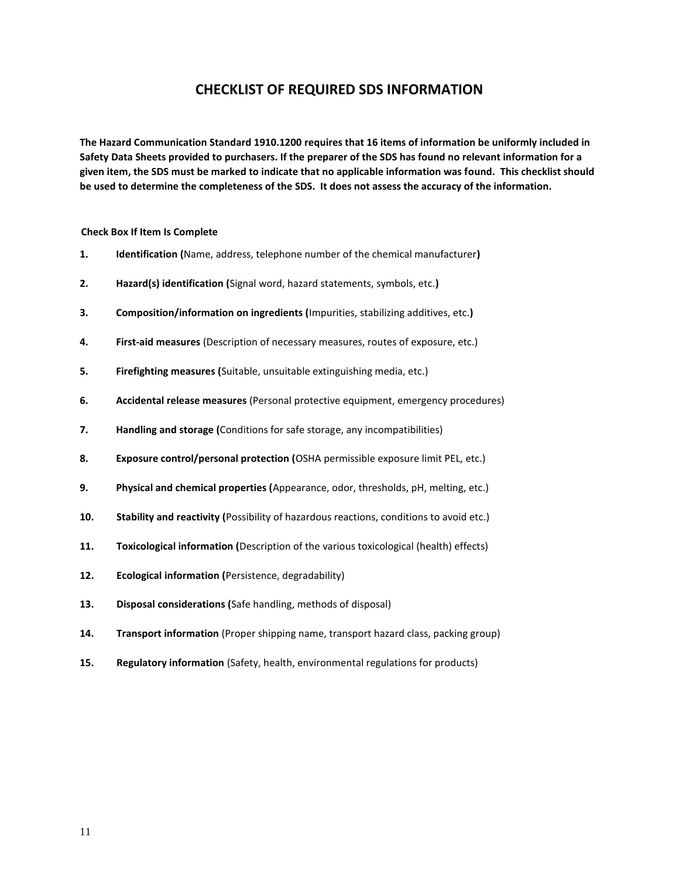# CHECKLIST OF REQUIRED SDS INFORMATION

**The Hazard Communication Standard 1910.1200 requires that 16 items of information be uniformly included in Safety Data Sheets provided to purchasers. If the preparer of the SDS has found no relevant information for a given item, the SDS must be marked to indicate that no applicable information was found. This checklist should be used to determine the completeness of the SDS. It does not assess the accuracy of the information.**

**Check Box If Item Is Complete**

1. **Identification (**Name, address, telephone number of the chemical manufacturer**)**
2. **Hazard(s) identification (**Signal word, hazard statements, symbols, etc.**)**
3. **Composition/information on ingredients (**Impurities, stabilizing additives, etc.**)**
4. **First-aid measures** (Description of necessary measures, routes of exposure, etc.)
5. **Firefighting measures (**Suitable, unsuitable extinguishing media, etc.)
6. **Accidental release measures** (Personal protective equipment, emergency procedures)
7. **Handling and storage (**Conditions for safe storage, any incompatibilities)
8. **Exposure control/personal protection (**OSHA permissible exposure limit PEL, etc.)
9. **Physical and chemical properties (**Appearance, odor, thresholds, pH, melting, etc.)
10. **Stability and reactivity (**Possibility of hazardous reactions, conditions to avoid etc.)
11. **Toxicological information (**Description of the various toxicological (health) effects)
12. **Ecological information (**Persistence, degradability)
13. **Disposal considerations (**Safe handling, methods of disposal)
14. **Transport information** (Proper shipping name, transport hazard class, packing group)
15. **Regulatory information** (Safety, health, environmental regulations for products)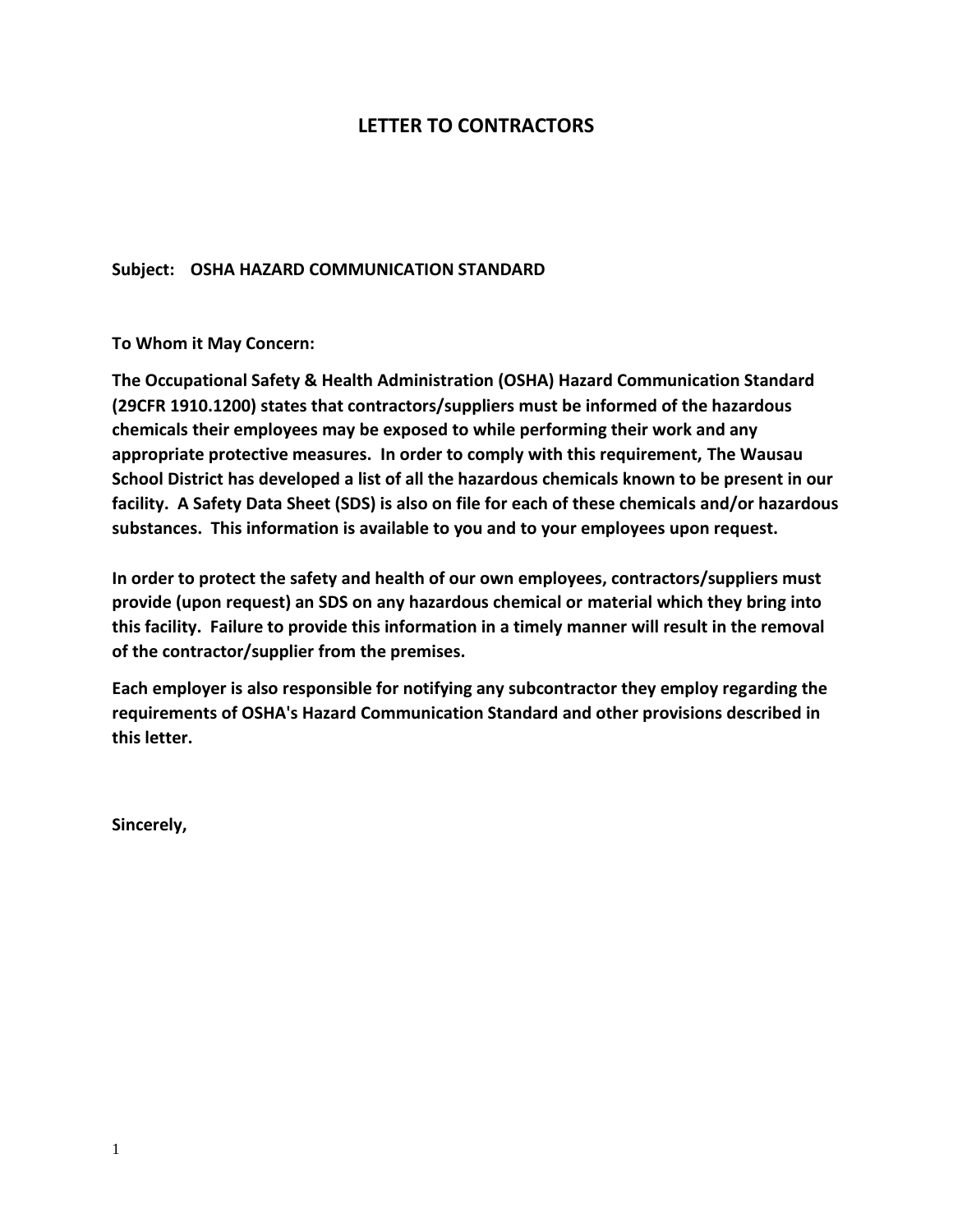# LETTER TO CONTRACTORS

**Subject: OSHA HAZARD COMMUNICATION STANDARD**

**To Whom it May Concern:**

**The Occupational Safety & Health Administration (OSHA) Hazard Communication Standard (29CFR 1910.1200) states that contractors/suppliers must be informed of the hazardous chemicals their employees may be exposed to while performing their work and any appropriate protective measures. In order to comply with this requirement, The Wausau School District has developed a list of all the hazardous chemicals known to be present in our facility. A Safety Data Sheet (SDS) is also on file for each of these chemicals and/or hazardous substances. This information is available to you and to your employees upon request.**

**In order to protect the safety and health of our own employees, contractors/suppliers must provide (upon request) an SDS on any hazardous chemical or material which they bring into this facility. Failure to provide this information in a timely manner will result in the removal of the contractor/supplier from the premises.**

**Each employer is also responsible for notifying any subcontractor they employ regarding the requirements of OSHA's Hazard Communication Standard and other provisions described in this letter.**

**Sincerely,**